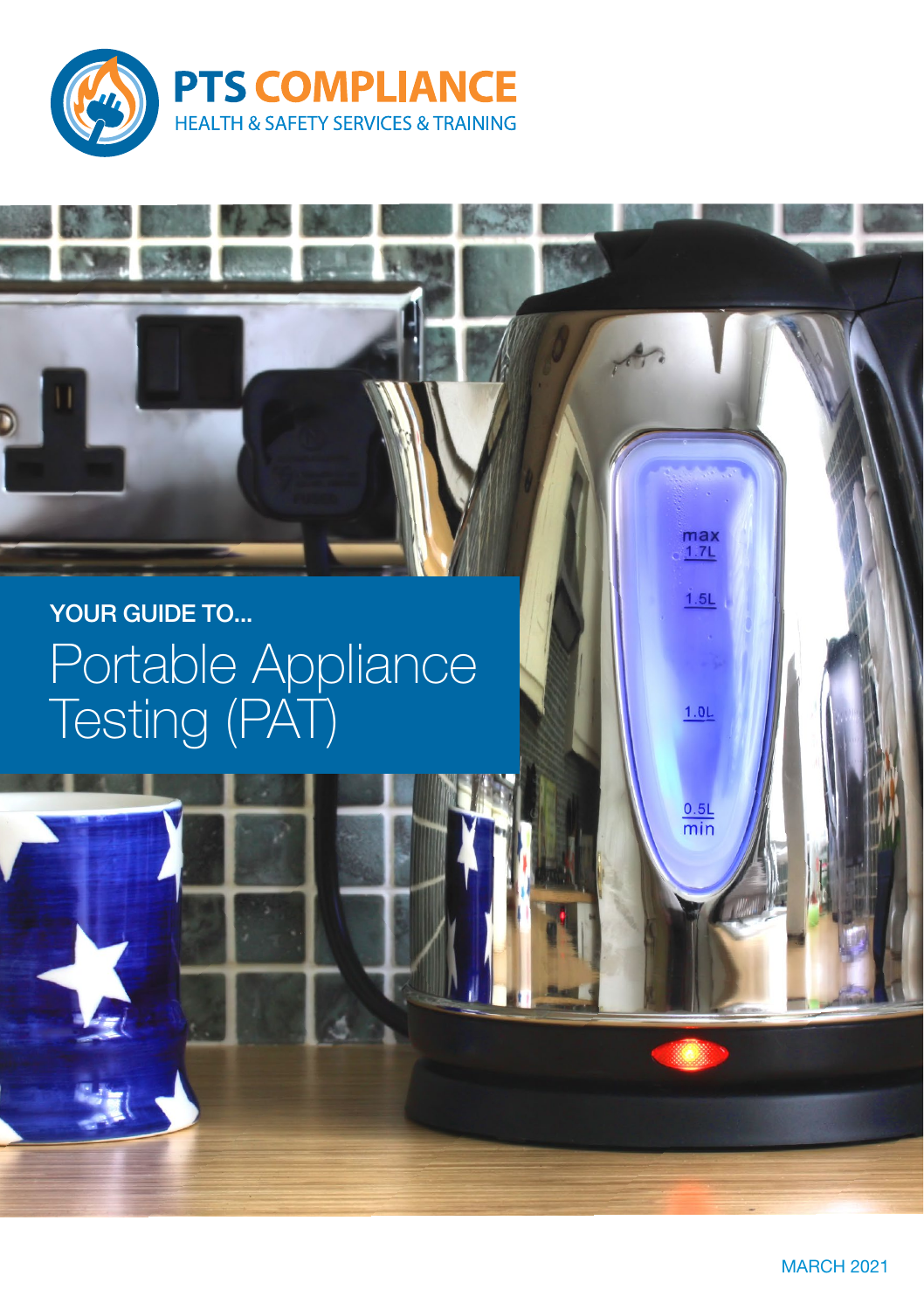# PTS COMPLIANCE

HEALTH & SAFETY SERVICES & TRAINING

**YOUR GUIDE TO...**

# Portable Appliance Testing (PAT)

MARCH 2021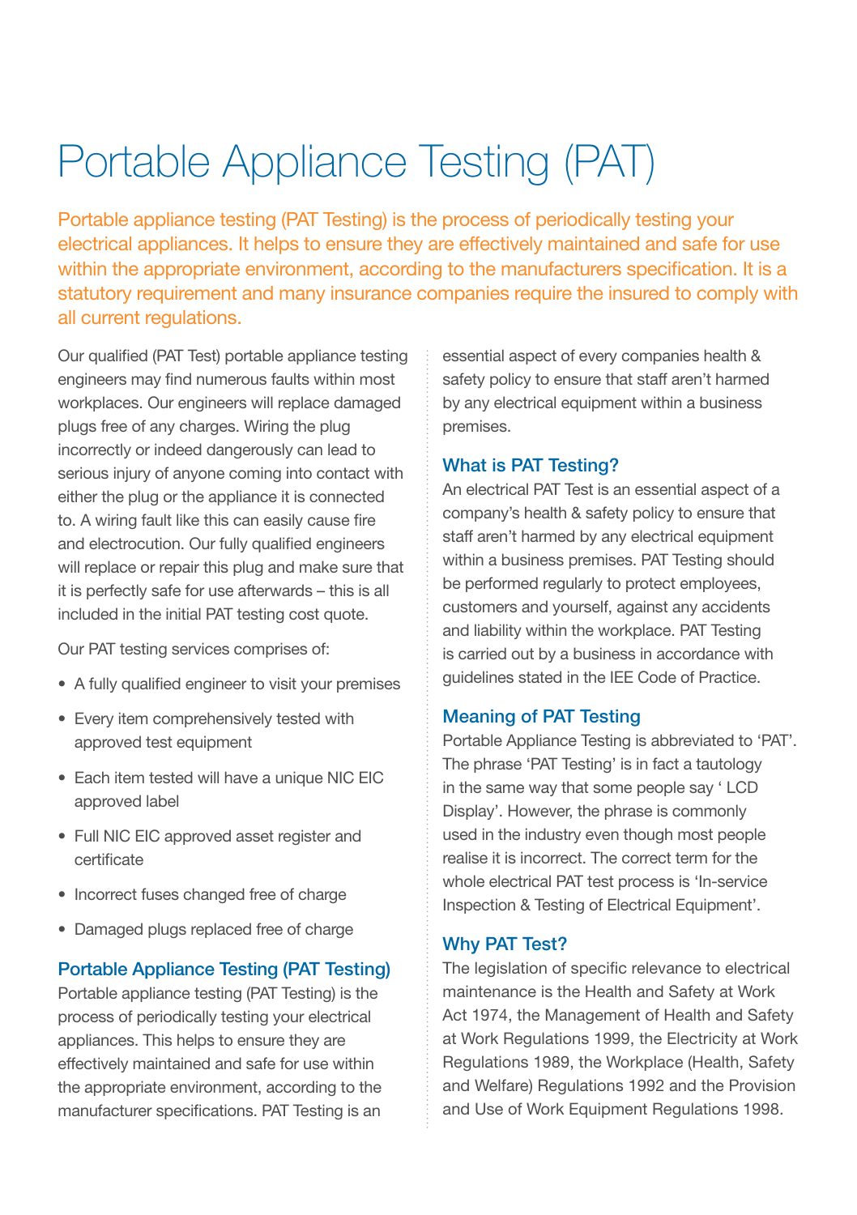# Portable Appliance Testing (PAT)

Portable appliance testing (PAT Testing) is the process of periodically testing your electrical appliances. It helps to ensure they are effectively maintained and safe for use within the appropriate environment, according to the manufacturers specification. It is a statutory requirement and many insurance companies require the insured to comply with all current regulations.

Our qualified (PAT Test) portable appliance testing engineers may find numerous faults within most workplaces. Our engineers will replace damaged plugs free of any charges. Wiring the plug incorrectly or indeed dangerously can lead to serious injury of anyone coming into contact with either the plug or the appliance it is connected to. A wiring fault like this can easily cause fire and electrocution. Our fully qualified engineers will replace or repair this plug and make sure that it is perfectly safe for use afterwards – this is all included in the initial PAT testing cost quote.

Our PAT testing services comprises of:

- A fully qualified engineer to visit your premises
- Every item comprehensively tested with approved test equipment
- Each item tested will have a unique NIC EIC approved label
- Full NIC EIC approved asset register and certificate
- Incorrect fuses changed free of charge
- Damaged plugs replaced free of charge

## Portable Appliance Testing (PAT Testing)

Portable appliance testing (PAT Testing) is the process of periodically testing your electrical appliances. This helps to ensure they are effectively maintained and safe for use within the appropriate environment, according to the manufacturer specifications. PAT Testing is an essential aspect of every companies health & safety policy to ensure that staff aren't harmed by any electrical equipment within a business premises.

## What is PAT Testing?

An electrical PAT Test is an essential aspect of a company's health & safety policy to ensure that staff aren't harmed by any electrical equipment within a business premises. PAT Testing should be performed regularly to protect employees, customers and yourself, against any accidents and liability within the workplace. PAT Testing is carried out by a business in accordance with guidelines stated in the IEE Code of Practice.

## Meaning of PAT Testing

Portable Appliance Testing is abbreviated to 'PAT'. The phrase 'PAT Testing' is in fact a tautology in the same way that some people say ' LCD Display'. However, the phrase is commonly used in the industry even though most people realise it is incorrect. The correct term for the whole electrical PAT test process is 'In-service Inspection & Testing of Electrical Equipment'.

## Why PAT Test?

The legislation of specific relevance to electrical maintenance is the Health and Safety at Work Act 1974, the Management of Health and Safety at Work Regulations 1999, the Electricity at Work Regulations 1989, the Workplace (Health, Safety and Welfare) Regulations 1992 and the Provision and Use of Work Equipment Regulations 1998.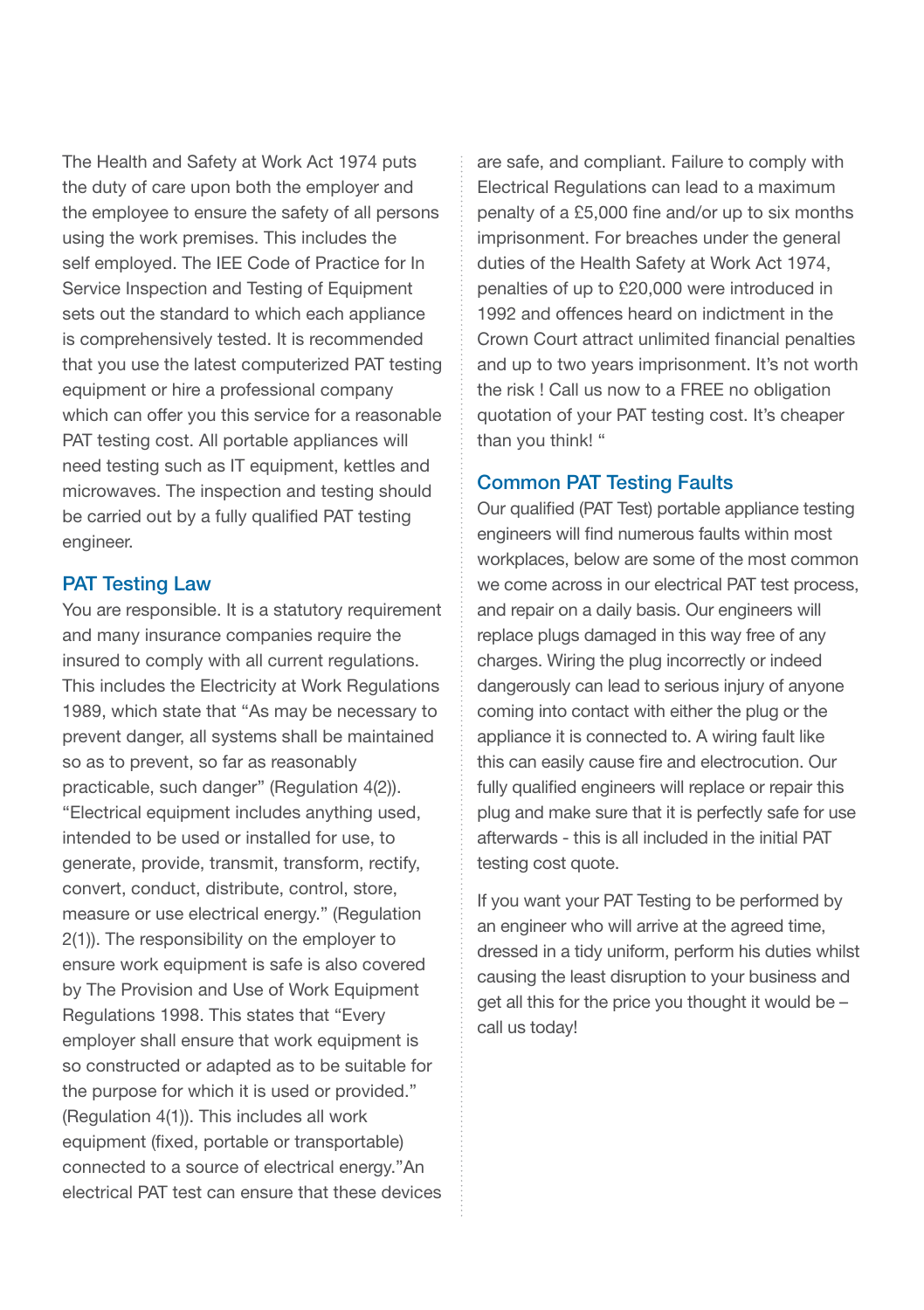The Health and Safety at Work Act 1974 puts the duty of care upon both the employer and the employee to ensure the safety of all persons using the work premises. This includes the self employed. The IEE Code of Practice for In Service Inspection and Testing of Equipment sets out the standard to which each appliance is comprehensively tested. It is recommended that you use the latest computerized PAT testing equipment or hire a professional company which can offer you this service for a reasonable PAT testing cost. All portable appliances will need testing such as IT equipment, kettles and microwaves. The inspection and testing should be carried out by a fully qualified PAT testing engineer.

## PAT Testing Law

You are responsible. It is a statutory requirement and many insurance companies require the insured to comply with all current regulations. This includes the Electricity at Work Regulations 1989, which state that "As may be necessary to prevent danger, all systems shall be maintained so as to prevent, so far as reasonably practicable, such danger" (Regulation 4(2)). "Electrical equipment includes anything used, intended to be used or installed for use, to generate, provide, transmit, transform, rectify, convert, conduct, distribute, control, store, measure or use electrical energy." (Regulation 2(1)). The responsibility on the employer to ensure work equipment is safe is also covered by The Provision and Use of Work Equipment Regulations 1998. This states that "Every employer shall ensure that work equipment is so constructed or adapted as to be suitable for the purpose for which it is used or provided." (Regulation 4(1)). This includes all work equipment (fixed, portable or transportable) connected to a source of electrical energy."An electrical PAT test can ensure that these devices are safe, and compliant. Failure to comply with Electrical Regulations can lead to a maximum penalty of a £5,000 fine and/or up to six months imprisonment. For breaches under the general duties of the Health Safety at Work Act 1974, penalties of up to £20,000 were introduced in 1992 and offences heard on indictment in the Crown Court attract unlimited financial penalties and up to two years imprisonment. It's not worth the risk ! Call us now to a FREE no obligation quotation of your PAT testing cost. It's cheaper than you think! "

## Common PAT Testing Faults

Our qualified (PAT Test) portable appliance testing engineers will find numerous faults within most workplaces, below are some of the most common we come across in our electrical PAT test process, and repair on a daily basis. Our engineers will replace plugs damaged in this way free of any charges. Wiring the plug incorrectly or indeed dangerously can lead to serious injury of anyone coming into contact with either the plug or the appliance it is connected to. A wiring fault like this can easily cause fire and electrocution. Our fully qualified engineers will replace or repair this plug and make sure that it is perfectly safe for use afterwards - this is all included in the initial PAT testing cost quote.

If you want your PAT Testing to be performed by an engineer who will arrive at the agreed time, dressed in a tidy uniform, perform his duties whilst causing the least disruption to your business and get all this for the price you thought it would be – call us today!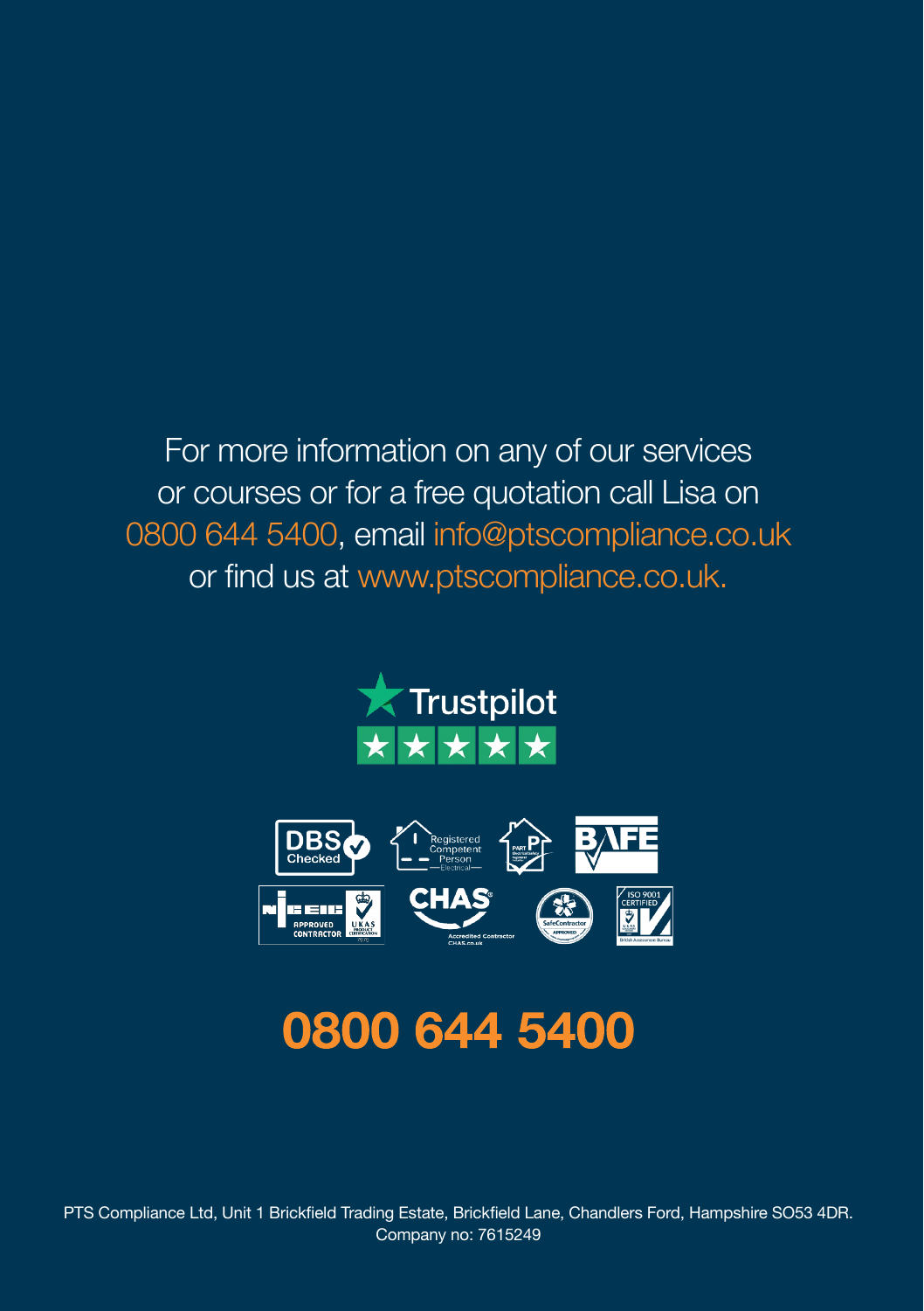For more information on any of our services or courses or for a free quotation call Lisa on 0800 644 5400, email info@ptscompliance.co.uk or find us at www.ptscompliance.co.uk.

Trustpilot

**0800 644 5400**

PTS Compliance Ltd, Unit 1 Brickfield Trading Estate, Brickfield Lane, Chandlers Ford, Hampshire SO53 4DR.
Company no: 7615249